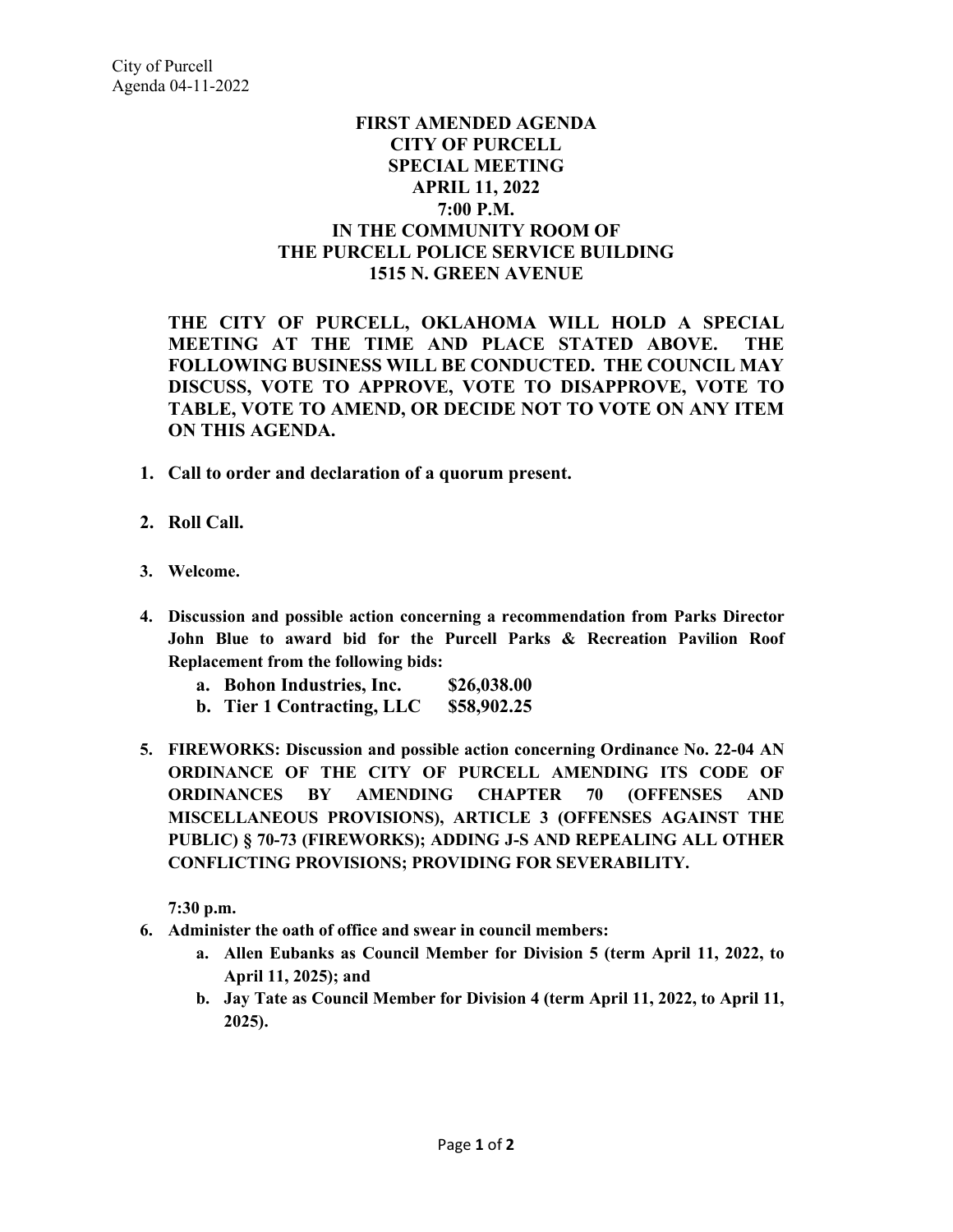# FIRST AMENDED AGENDA
# CITY OF PURCELL
# SPECIAL MEETING
# APRIL 11, 2022
# 7:00 P.M.
# IN THE COMMUNITY ROOM OF THE PURCELL POLICE SERVICE BUILDING
# 1515 N. GREEN AVENUE

**THE CITY OF PURCELL, OKLAHOMA WILL HOLD A SPECIAL MEETING AT THE TIME AND PLACE STATED ABOVE. THE FOLLOWING BUSINESS WILL BE CONDUCTED. THE COUNCIL MAY DISCUSS, VOTE TO APPROVE, VOTE TO DISAPPROVE, VOTE TO TABLE, VOTE TO AMEND, OR DECIDE NOT TO VOTE ON ANY ITEM ON THIS AGENDA.**

1. **Call to order and declaration of a quorum present.**

2. **Roll Call.**

3. **Welcome.**

4. **Discussion and possible action concerning a recommendation from Parks Director John Blue to award bid for the Purcell Parks & Recreation Pavilion Roof Replacement from the following bids:**
   a. **Bohon Industries, Inc. $26,038.00**
   b. **Tier 1 Contracting, LLC $58,902.25**

5. **FIREWORKS: Discussion and possible action concerning Ordinance No. 22-04 AN ORDINANCE OF THE CITY OF PURCELL AMENDING ITS CODE OF ORDINANCES BY AMENDING CHAPTER 70 (OFFENSES AND MISCELLANEOUS PROVISIONS), ARTICLE 3 (OFFENSES AGAINST THE PUBLIC) § 70-73 (FIREWORKS); ADDING J-S AND REPEALING ALL OTHER CONFLICTING PROVISIONS; PROVIDING FOR SEVERABILITY.**

   **7:30 p.m.**

6. **Administer the oath of office and swear in council members:**
   a. **Allen Eubanks as Council Member for Division 5 (term April 11, 2022, to April 11, 2025); and**
   b. **Jay Tate as Council Member for Division 4 (term April 11, 2022, to April 11, 2025).**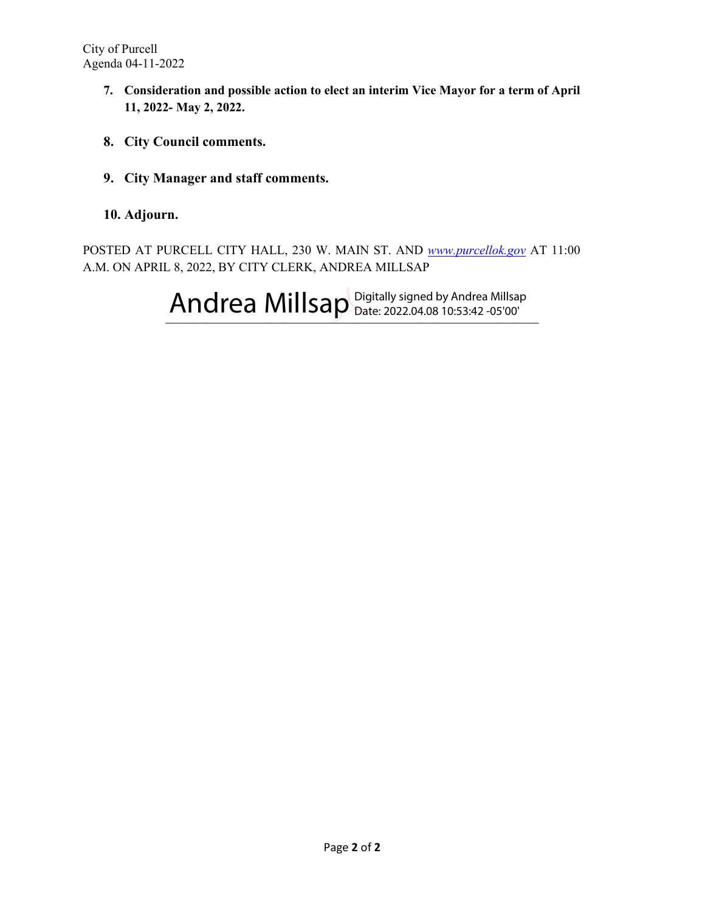7. **Consideration and possible action to elect an interim Vice Mayor for a term of April 11, 2022- May 2, 2022.**

8. **City Council comments.**

9. **City Manager and staff comments.**

10. **Adjourn.**

POSTED AT PURCELL CITY HALL, 230 W. MAIN ST. AND *www.purcellok.gov* AT 11:00 A.M. ON APRIL 8, 2022, BY CITY CLERK, ANDREA MILLSAP

Andrea Millsap Digitally signed by Andrea Millsap Date: 2022.04.08 10:53:42 -05'00'